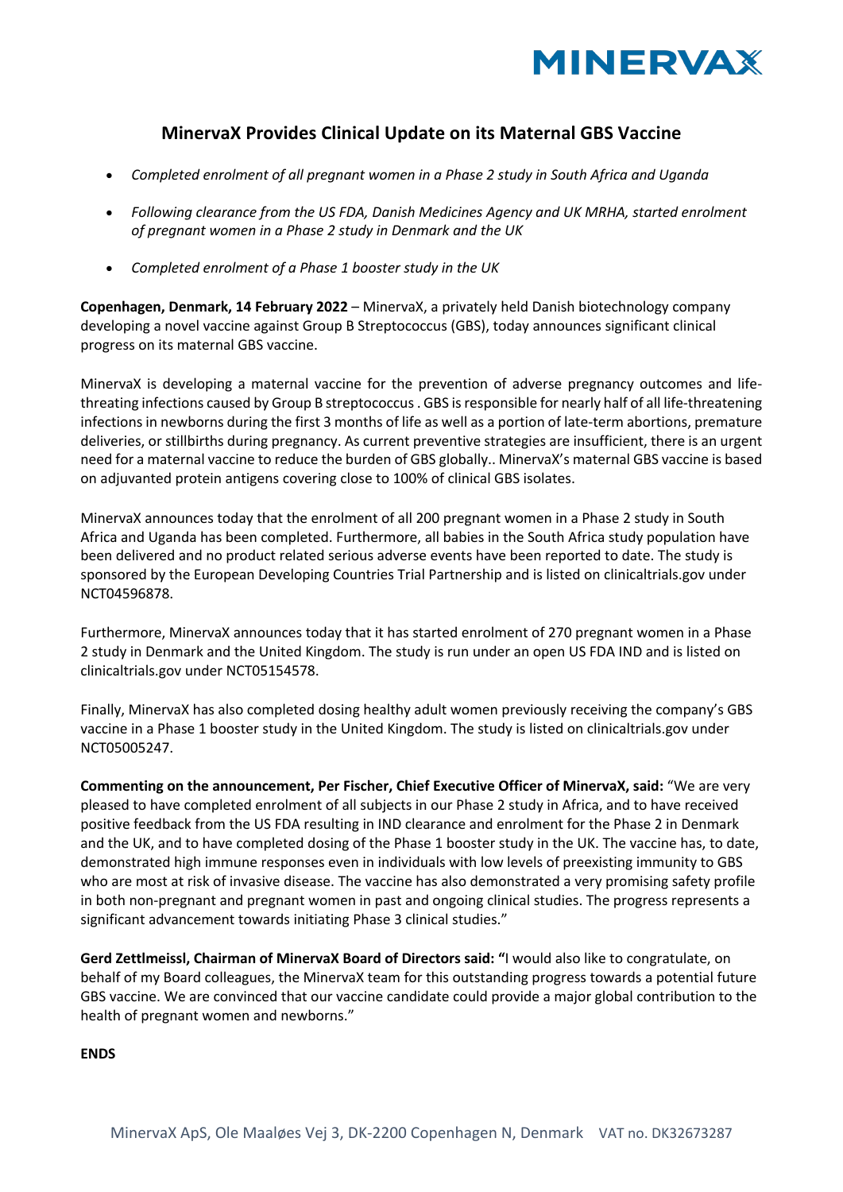# MinervaX Provides Clinical Update on its Maternal GBS Vaccine

- *Completed enrolment of all pregnant women in a Phase 2 study in South Africa and Uganda*
- *Following clearance from the US FDA, Danish Medicines Agency and UK MRHA, started enrolment of pregnant women in a Phase 2 study in Denmark and the UK*
- *Completed enrolment of a Phase 1 booster study in the UK*

**Copenhagen, Denmark, 14 February 2022** – MinervaX, a privately held Danish biotechnology company developing a novel vaccine against Group B Streptococcus (GBS), today announces significant clinical progress on its maternal GBS vaccine.

MinervaX is developing a maternal vaccine for the prevention of adverse pregnancy outcomes and life-threating infections caused by Group B streptococcus . GBS is responsible for nearly half of all life-threatening infections in newborns during the first 3 months of life as well as a portion of late-term abortions, premature deliveries, or stillbirths during pregnancy. As current preventive strategies are insufficient, there is an urgent need for a maternal vaccine to reduce the burden of GBS globally.. MinervaX's maternal GBS vaccine is based on adjuvanted protein antigens covering close to 100% of clinical GBS isolates.

MinervaX announces today that the enrolment of all 200 pregnant women in a Phase 2 study in South Africa and Uganda has been completed. Furthermore, all babies in the South Africa study population have been delivered and no product related serious adverse events have been reported to date. The study is sponsored by the European Developing Countries Trial Partnership and is listed on clinicaltrials.gov under NCT04596878.

Furthermore, MinervaX announces today that it has started enrolment of 270 pregnant women in a Phase 2 study in Denmark and the United Kingdom. The study is run under an open US FDA IND and is listed on clinicaltrials.gov under NCT05154578.

Finally, MinervaX has also completed dosing healthy adult women previously receiving the company's GBS vaccine in a Phase 1 booster study in the United Kingdom. The study is listed on clinicaltrials.gov under NCT05005247.

**Commenting on the announcement, Per Fischer, Chief Executive Officer of MinervaX, said:** "We are very pleased to have completed enrolment of all subjects in our Phase 2 study in Africa, and to have received positive feedback from the US FDA resulting in IND clearance and enrolment for the Phase 2 in Denmark and the UK, and to have completed dosing of the Phase 1 booster study in the UK. The vaccine has, to date, demonstrated high immune responses even in individuals with low levels of preexisting immunity to GBS who are most at risk of invasive disease. The vaccine has also demonstrated a very promising safety profile in both non-pregnant and pregnant women in past and ongoing clinical studies. The progress represents a significant advancement towards initiating Phase 3 clinical studies."

**Gerd Zettlmeissl, Chairman of MinervaX Board of Directors said: "**I would also like to congratulate, on behalf of my Board colleagues, the MinervaX team for this outstanding progress towards a potential future GBS vaccine. We are convinced that our vaccine candidate could provide a major global contribution to the health of pregnant women and newborns."

**ENDS**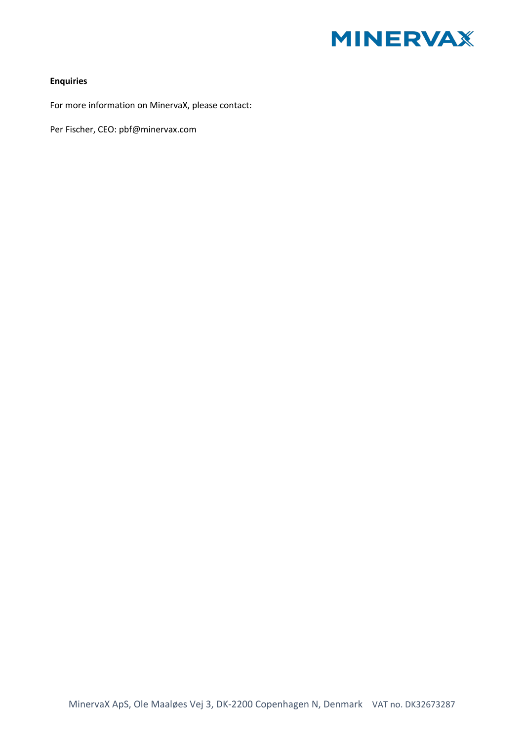**Enquiries**

For more information on MinervaX, please contact:

Per Fischer, CEO: pbf@minervax.com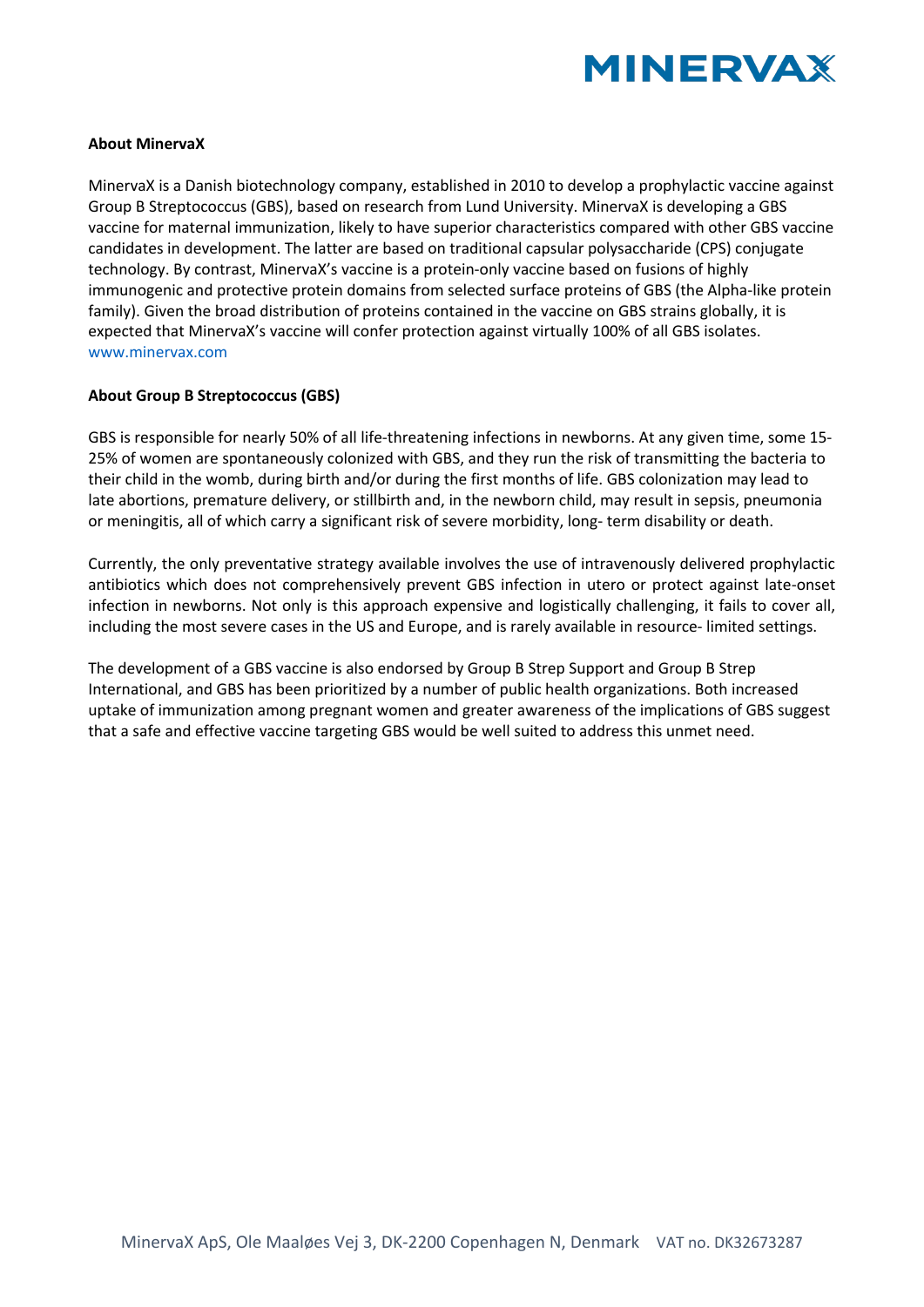**About MinervaX**

MinervaX is a Danish biotechnology company, established in 2010 to develop a prophylactic vaccine against Group B Streptococcus (GBS), based on research from Lund University. MinervaX is developing a GBS vaccine for maternal immunization, likely to have superior characteristics compared with other GBS vaccine candidates in development. The latter are based on traditional capsular polysaccharide (CPS) conjugate technology. By contrast, MinervaX's vaccine is a protein-only vaccine based on fusions of highly immunogenic and protective protein domains from selected surface proteins of GBS (the Alpha-like protein family). Given the broad distribution of proteins contained in the vaccine on GBS strains globally, it is expected that MinervaX's vaccine will confer protection against virtually 100% of all GBS isolates. www.minervax.com

**About Group B Streptococcus (GBS)**

GBS is responsible for nearly 50% of all life-threatening infections in newborns. At any given time, some 15-25% of women are spontaneously colonized with GBS, and they run the risk of transmitting the bacteria to their child in the womb, during birth and/or during the first months of life. GBS colonization may lead to late abortions, premature delivery, or stillbirth and, in the newborn child, may result in sepsis, pneumonia or meningitis, all of which carry a significant risk of severe morbidity, long- term disability or death.

Currently, the only preventative strategy available involves the use of intravenously delivered prophylactic antibiotics which does not comprehensively prevent GBS infection in utero or protect against late-onset infection in newborns. Not only is this approach expensive and logistically challenging, it fails to cover all, including the most severe cases in the US and Europe, and is rarely available in resource- limited settings.

The development of a GBS vaccine is also endorsed by Group B Strep Support and Group B Strep International, and GBS has been prioritized by a number of public health organizations. Both increased uptake of immunization among pregnant women and greater awareness of the implications of GBS suggest that a safe and effective vaccine targeting GBS would be well suited to address this unmet need.